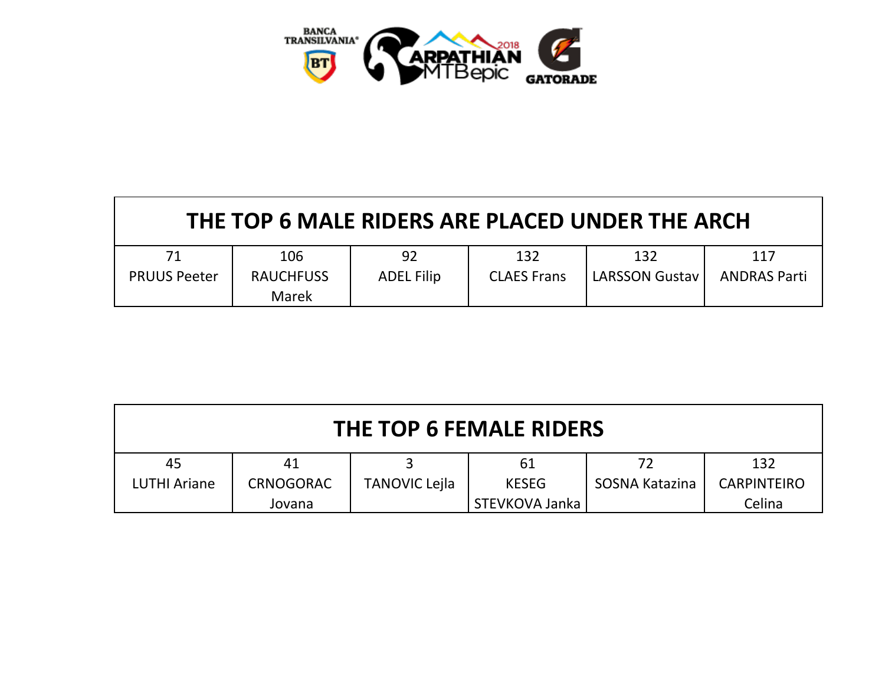| THE TOP 6 MALE RIDERS ARE PLACED UNDER THE ARCH | | | | | |
|---|---|---|---|---|---|
| 71<br>PRUUS Peeter | 106<br>RAUCHFUSS Marek | 92<br>ADEL Filip | 132<br>CLAES Frans | 132<br>LARSSON Gustav | 117<br>ANDRAS Parti |

| THE TOP 6 FEMALE RIDERS | | | | | |
|---|---|---|---|---|---|
| 45<br>LUTHI Ariane | 41<br>CRNOGORAC Jovana | 3<br>TANOVIC Lejla | 61<br>KESEG STEVKOVA Janka | 72<br>SOSNA Katazina | 132<br>CARPINTEIRO Celina |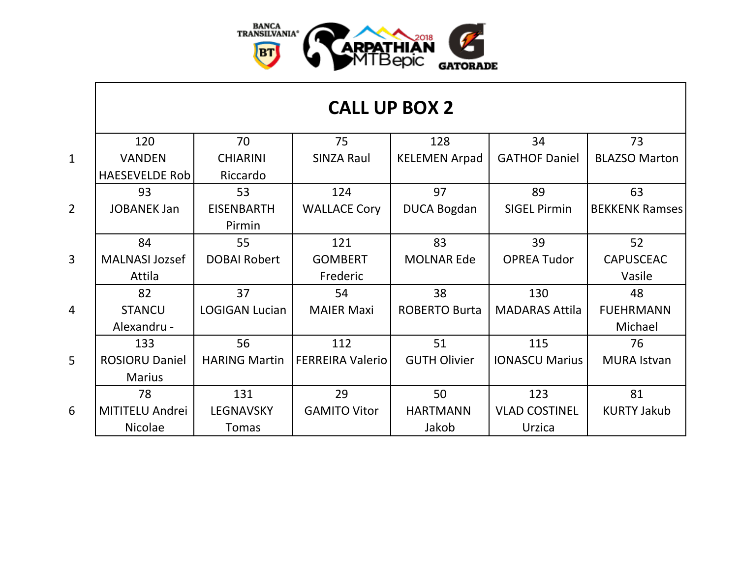# CALL UP BOX 2

| | | | | | | |
|---|---|---|---|---|---|---|
| 1 | 120 VANDEN HAESEVELDE Rob | 70 CHIARINI Riccardo | 75 SINZA Raul | 128 KELEMEN Arpad | 34 GATHOF Daniel | 73 BLAZSO Marton |
| 2 | 93 JOBANEK Jan | 53 EISENBARTH Pirmin | 124 WALLACE Cory | 97 DUCA Bogdan | 89 SIGEL Pirmin | 63 BEKKENK Ramses |
| 3 | 84 MALNASI Jozsef Attila | 55 DOBAI Robert | 121 GOMBERT Frederic | 83 MOLNAR Ede | 39 OPREA Tudor | 52 CAPUSCEAC Vasile |
| 4 | 82 STANCU Alexandru - | 37 LOGIGAN Lucian | 54 MAIER Maxi | 38 ROBERTO Burta | 130 MADARAS Attila | 48 FUEHRMANN Michael |
| 5 | 133 ROSIORU Daniel Marius | 56 HARING Martin | 112 FERREIRA Valerio | 51 GUTH Olivier | 115 IONASCU Marius | 76 MURA Istvan |
| 6 | 78 MITITELU Andrei Nicolae | 131 LEGNAVSKY Tomas | 29 GAMITO Vitor | 50 HARTMANN Jakob | 123 VLAD COSTINEL Urzica | 81 KURTY Jakub |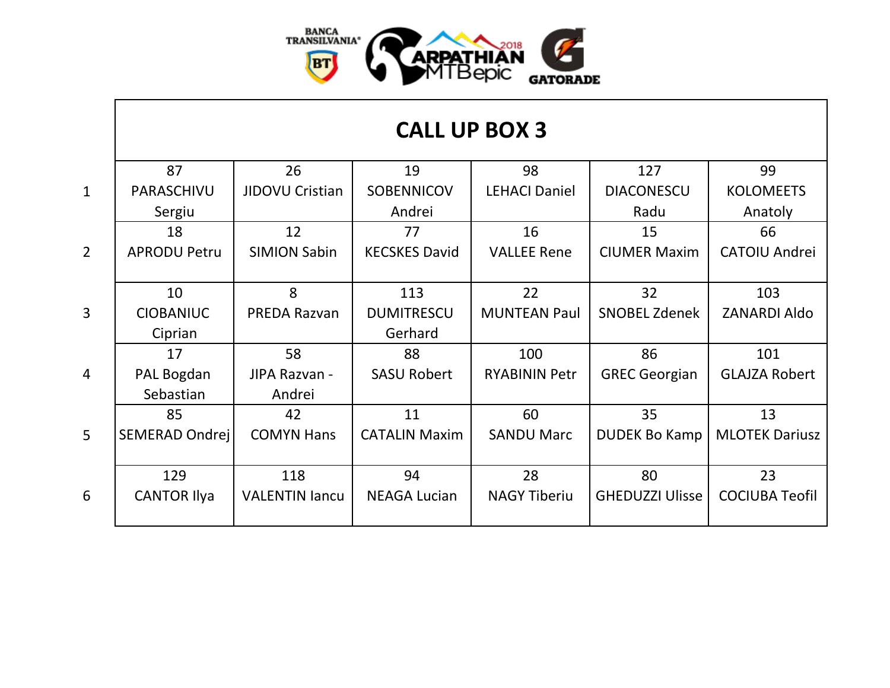# CALL UP BOX 3

| | | | | | | |
|---|---|---|---|---|---|---|
| 1 | 87 PARASCHIVU Sergiu | 26 JIDOVU Cristian | 19 SOBENNICOV Andrei | 98 LEHACI Daniel | 127 DIACONESCU Radu | 99 KOLOMEETS Anatoly |
| 2 | 18 APRODU Petru | 12 SIMION Sabin | 77 KECSKES David | 16 VALLEE Rene | 15 CIUMER Maxim | 66 CATOIU Andrei |
| 3 | 10 CIOBANIUC Ciprian | 8 PREDA Razvan | 113 DUMITRESCU Gerhard | 22 MUNTEAN Paul | 32 SNOBEL Zdenek | 103 ZANARDI Aldo |
| 4 | 17 PAL Bogdan Sebastian | 58 JIPA Razvan - Andrei | 88 SASU Robert | 100 RYABININ Petr | 86 GREC Georgian | 101 GLAJZA Robert |
| 5 | 85 SEMERAD Ondrej | 42 COMYN Hans | 11 CATALIN Maxim | 60 SANDU Marc | 35 DUDEK Bo Kamp | 13 MLOTEK Dariusz |
| 6 | 129 CANTOR Ilya | 118 VALENTIN Iancu | 94 NEAGA Lucian | 28 NAGY Tiberiu | 80 GHEDUZZI Ulisse | 23 COCIUBA Teofil |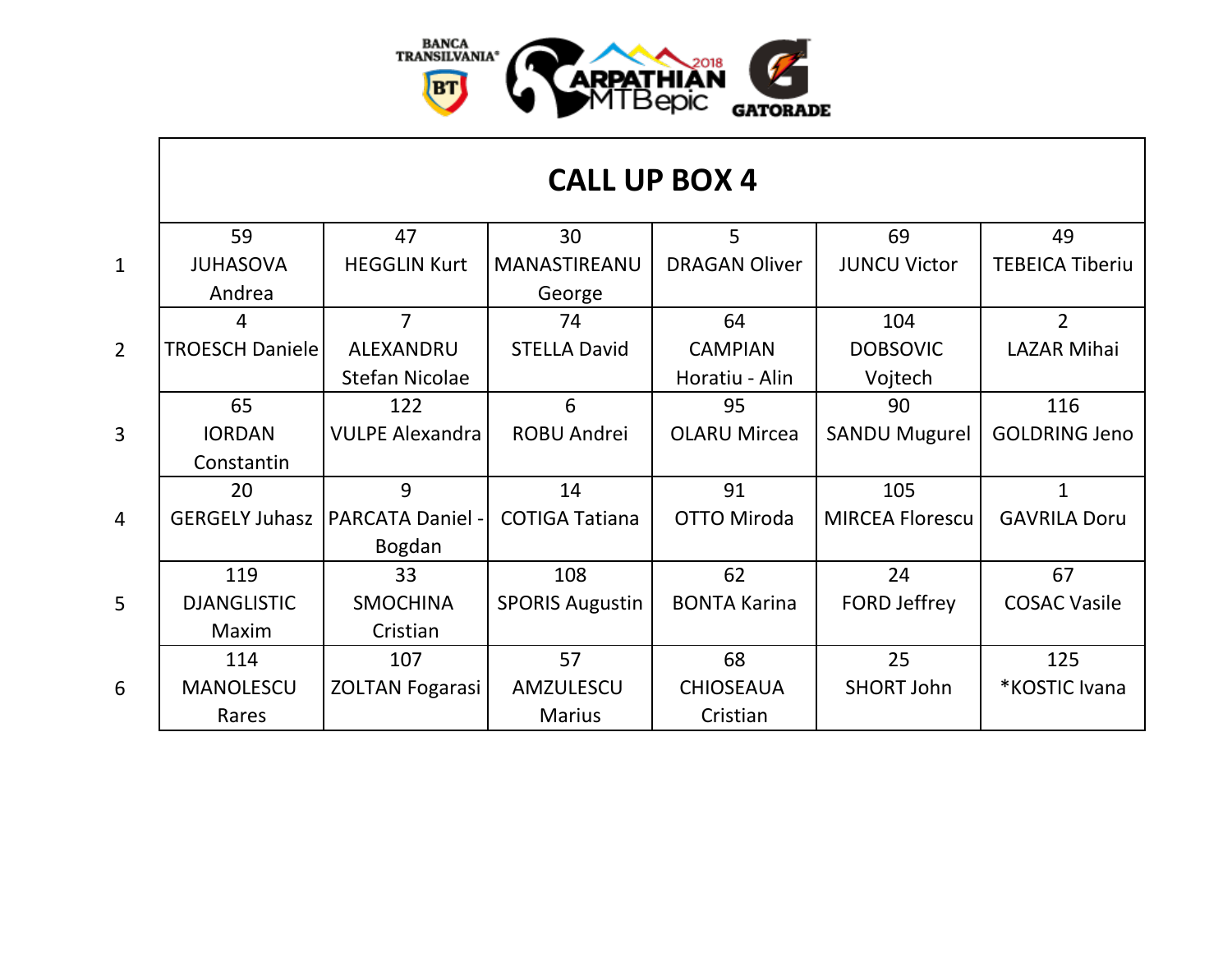## CALL UP BOX 4

| | | | | | | |
|---|---|---|---|---|---|---|
| 1 | 59 JUHASOVA Andrea | 47 HEGGLIN Kurt | 30 MANASTIREANU George | 5 DRAGAN Oliver | 69 JUNCU Victor | 49 TEBEICA Tiberiu |
| 2 | 4 TROESCH Daniele | 7 ALEXANDRU Stefan Nicolae | 74 STELLA David | 64 CAMPIAN Horatiu - Alin | 104 DOBSOVIC Vojtech | 2 LAZAR Mihai |
| 3 | 65 IORDAN Constantin | 122 VULPE Alexandra | 6 ROBU Andrei | 95 OLARU Mircea | 90 SANDU Mugurel | 116 GOLDRING Jeno |
| 4 | 20 GERGELY Juhasz | 9 PARCATA Daniel - Bogdan | 14 COTIGA Tatiana | 91 OTTO Miroda | 105 MIRCEA Florescu | 1 GAVRILA Doru |
| 5 | 119 DJANGLISTIC Maxim | 33 SMOCHINA Cristian | 108 SPORIS Augustin | 62 BONTA Karina | 24 FORD Jeffrey | 67 COSAC Vasile |
| 6 | 114 MANOLESCU Rares | 107 ZOLTAN Fogarasi | 57 AMZULESCU Marius | 68 CHIOSEAUA Cristian | 25 SHORT John | 125 *KOSTIC Ivana |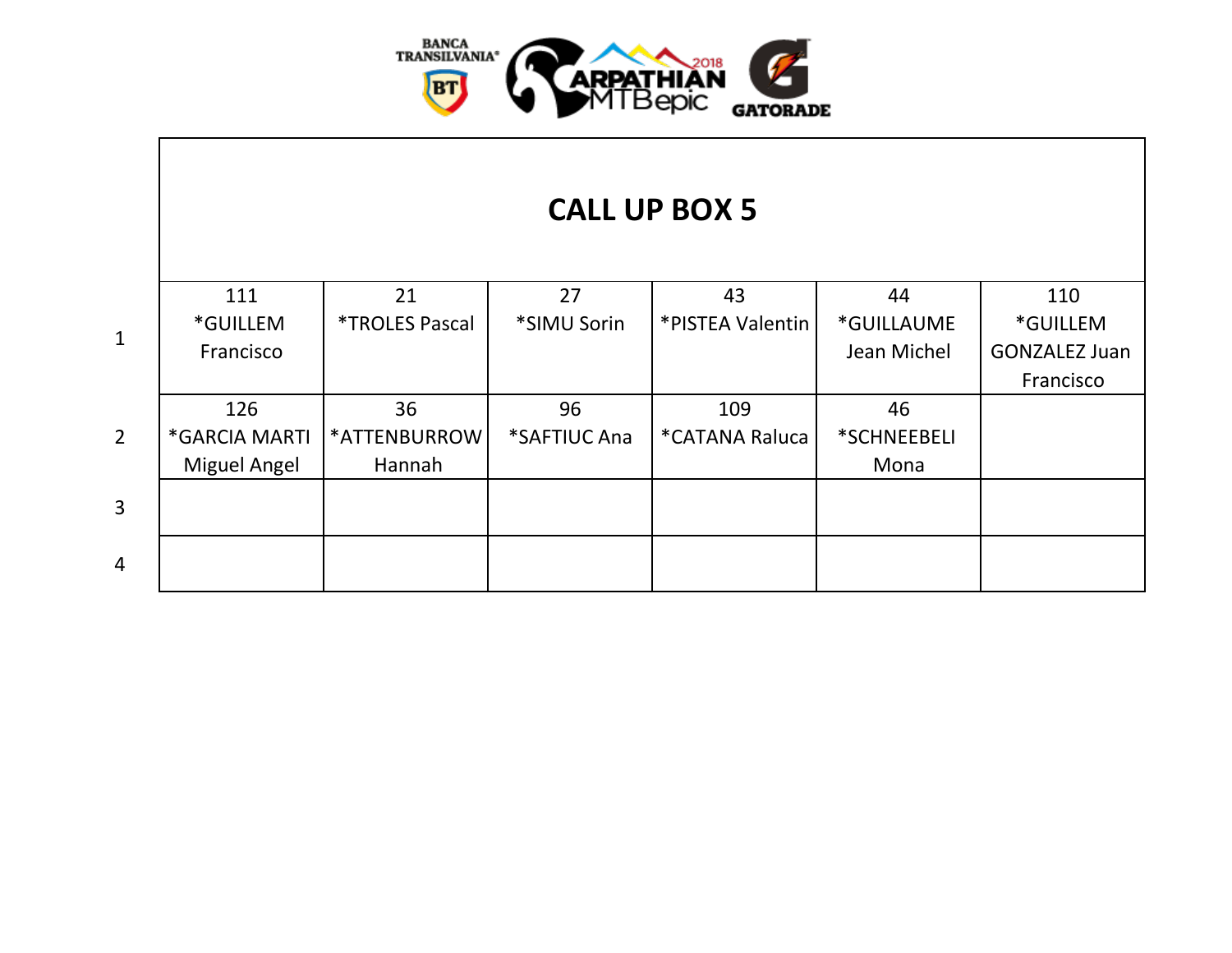## CALL UP BOX 5

| | | | | | | |
|---|---|---|---|---|---|---|
| 1 | 111 *GUILLEM Francisco | 21 *TROLES Pascal | 27 *SIMU Sorin | 43 *PISTEA Valentin | 44 *GUILLAUME Jean Michel | 110 *GUILLEM GONZALEZ Juan Francisco |
| 2 | 126 *GARCIA MARTI Miguel Angel | 36 *ATTENBURROW Hannah | 96 *SAFTIUC Ana | 109 *CATANA Raluca | 46 *SCHNEEBELI Mona | |
| 3 | | | | | | |
| 4 | | | | | | |